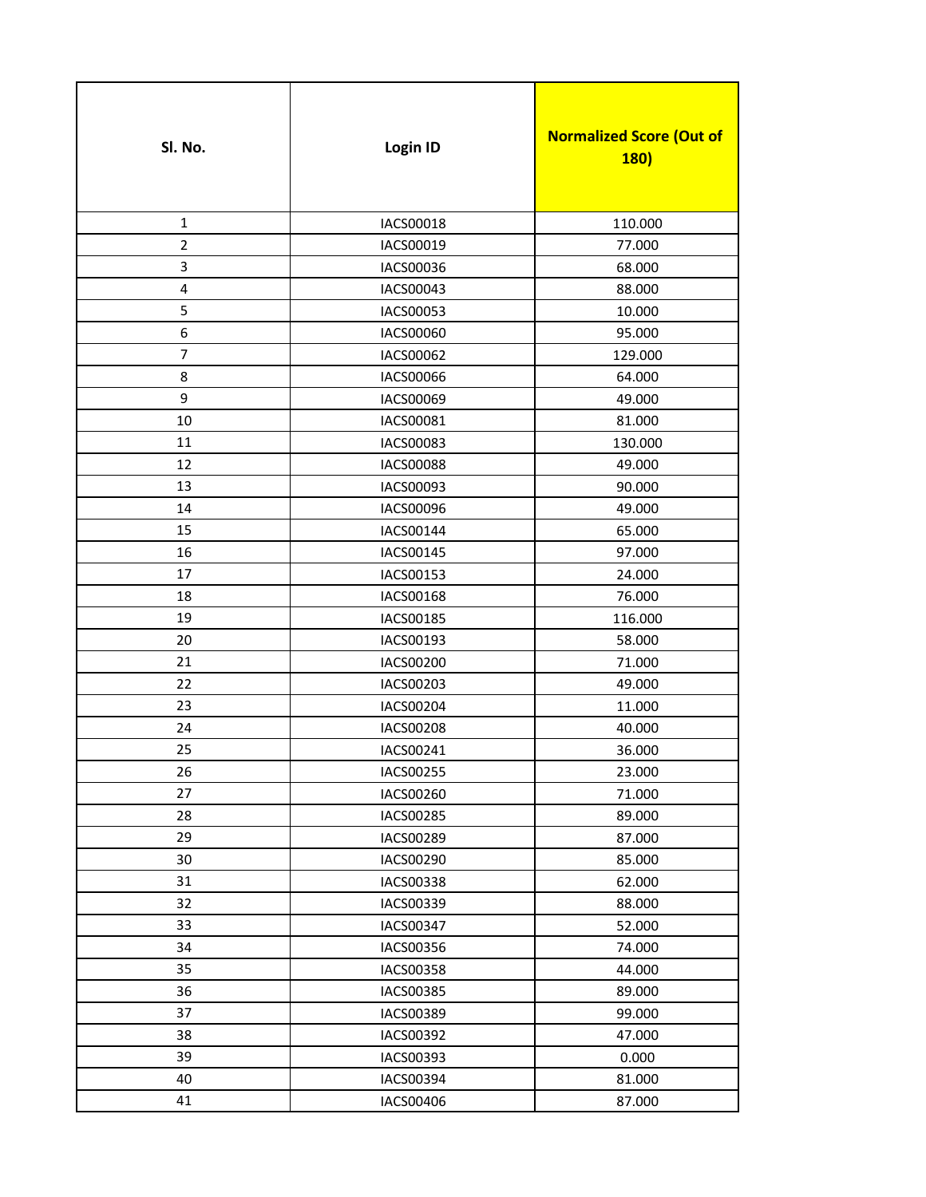| Sl. No. | Login ID | Normalized Score (Out of 180) |
|---|---|---|
| 1 | IACS00018 | 110.000 |
| 2 | IACS00019 | 77.000 |
| 3 | IACS00036 | 68.000 |
| 4 | IACS00043 | 88.000 |
| 5 | IACS00053 | 10.000 |
| 6 | IACS00060 | 95.000 |
| 7 | IACS00062 | 129.000 |
| 8 | IACS00066 | 64.000 |
| 9 | IACS00069 | 49.000 |
| 10 | IACS00081 | 81.000 |
| 11 | IACS00083 | 130.000 |
| 12 | IACS00088 | 49.000 |
| 13 | IACS00093 | 90.000 |
| 14 | IACS00096 | 49.000 |
| 15 | IACS00144 | 65.000 |
| 16 | IACS00145 | 97.000 |
| 17 | IACS00153 | 24.000 |
| 18 | IACS00168 | 76.000 |
| 19 | IACS00185 | 116.000 |
| 20 | IACS00193 | 58.000 |
| 21 | IACS00200 | 71.000 |
| 22 | IACS00203 | 49.000 |
| 23 | IACS00204 | 11.000 |
| 24 | IACS00208 | 40.000 |
| 25 | IACS00241 | 36.000 |
| 26 | IACS00255 | 23.000 |
| 27 | IACS00260 | 71.000 |
| 28 | IACS00285 | 89.000 |
| 29 | IACS00289 | 87.000 |
| 30 | IACS00290 | 85.000 |
| 31 | IACS00338 | 62.000 |
| 32 | IACS00339 | 88.000 |
| 33 | IACS00347 | 52.000 |
| 34 | IACS00356 | 74.000 |
| 35 | IACS00358 | 44.000 |
| 36 | IACS00385 | 89.000 |
| 37 | IACS00389 | 99.000 |
| 38 | IACS00392 | 47.000 |
| 39 | IACS00393 | 0.000 |
| 40 | IACS00394 | 81.000 |
| 41 | IACS00406 | 87.000 |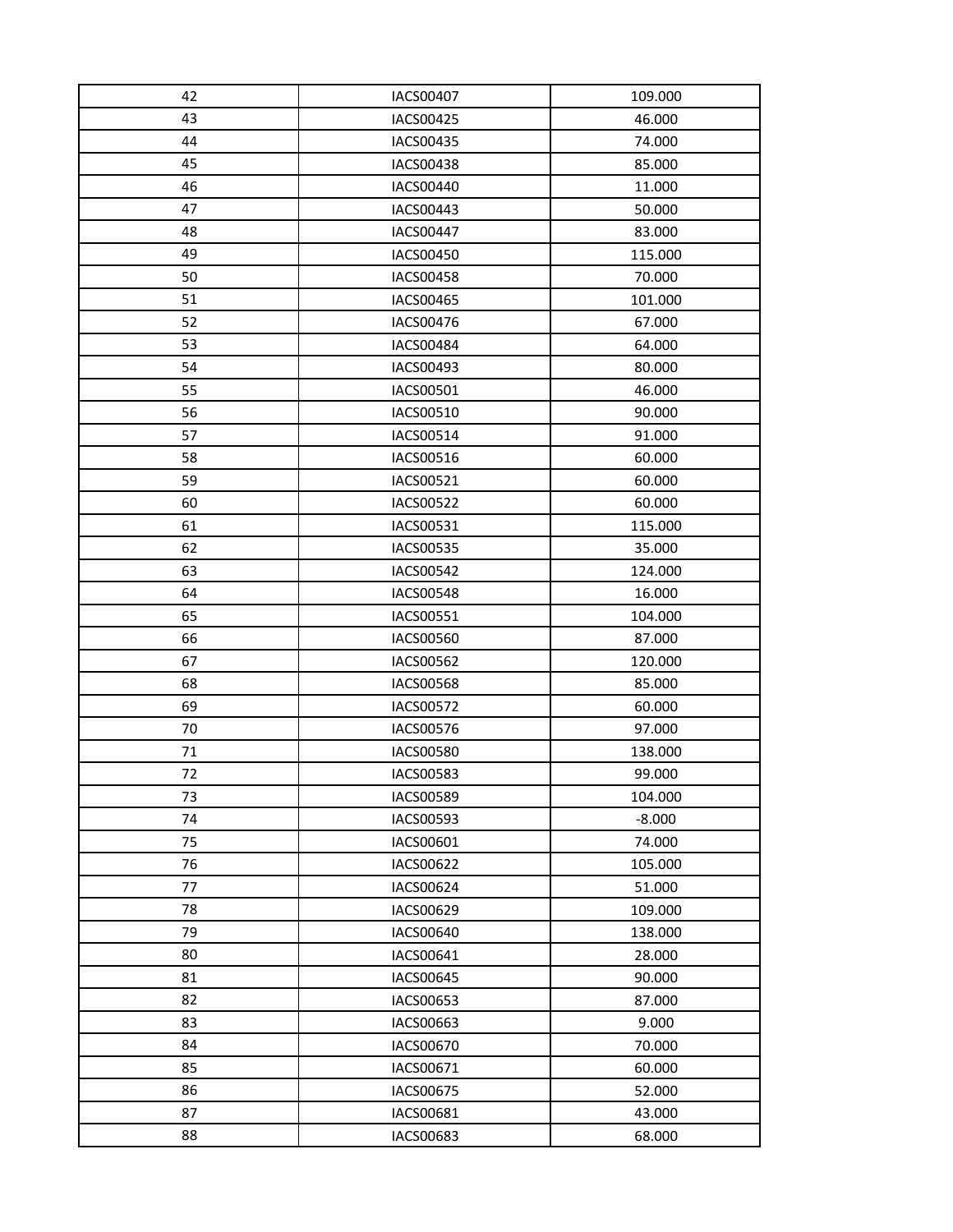| | | |
|---|---|---|
| 42 | IACS00407 | 109.000 |
| 43 | IACS00425 | 46.000 |
| 44 | IACS00435 | 74.000 |
| 45 | IACS00438 | 85.000 |
| 46 | IACS00440 | 11.000 |
| 47 | IACS00443 | 50.000 |
| 48 | IACS00447 | 83.000 |
| 49 | IACS00450 | 115.000 |
| 50 | IACS00458 | 70.000 |
| 51 | IACS00465 | 101.000 |
| 52 | IACS00476 | 67.000 |
| 53 | IACS00484 | 64.000 |
| 54 | IACS00493 | 80.000 |
| 55 | IACS00501 | 46.000 |
| 56 | IACS00510 | 90.000 |
| 57 | IACS00514 | 91.000 |
| 58 | IACS00516 | 60.000 |
| 59 | IACS00521 | 60.000 |
| 60 | IACS00522 | 60.000 |
| 61 | IACS00531 | 115.000 |
| 62 | IACS00535 | 35.000 |
| 63 | IACS00542 | 124.000 |
| 64 | IACS00548 | 16.000 |
| 65 | IACS00551 | 104.000 |
| 66 | IACS00560 | 87.000 |
| 67 | IACS00562 | 120.000 |
| 68 | IACS00568 | 85.000 |
| 69 | IACS00572 | 60.000 |
| 70 | IACS00576 | 97.000 |
| 71 | IACS00580 | 138.000 |
| 72 | IACS00583 | 99.000 |
| 73 | IACS00589 | 104.000 |
| 74 | IACS00593 | -8.000 |
| 75 | IACS00601 | 74.000 |
| 76 | IACS00622 | 105.000 |
| 77 | IACS00624 | 51.000 |
| 78 | IACS00629 | 109.000 |
| 79 | IACS00640 | 138.000 |
| 80 | IACS00641 | 28.000 |
| 81 | IACS00645 | 90.000 |
| 82 | IACS00653 | 87.000 |
| 83 | IACS00663 | 9.000 |
| 84 | IACS00670 | 70.000 |
| 85 | IACS00671 | 60.000 |
| 86 | IACS00675 | 52.000 |
| 87 | IACS00681 | 43.000 |
| 88 | IACS00683 | 68.000 |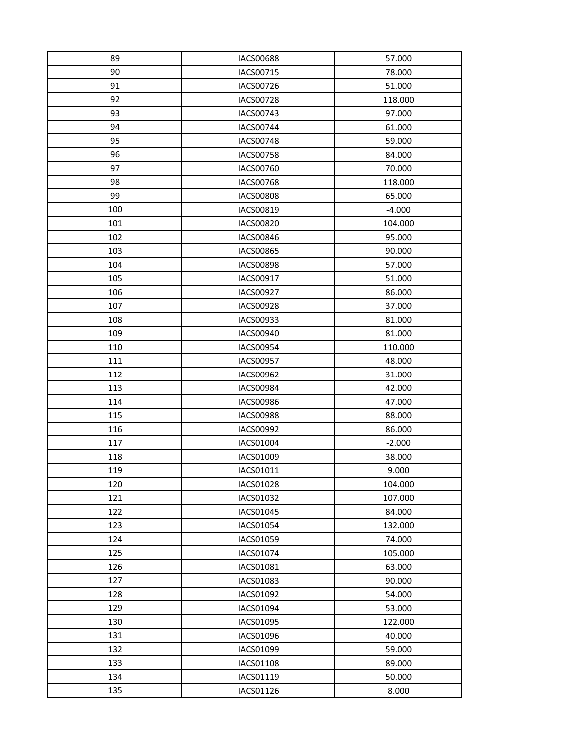| | | |
|---|---|---|
| 89 | IACS00688 | 57.000 |
| 90 | IACS00715 | 78.000 |
| 91 | IACS00726 | 51.000 |
| 92 | IACS00728 | 118.000 |
| 93 | IACS00743 | 97.000 |
| 94 | IACS00744 | 61.000 |
| 95 | IACS00748 | 59.000 |
| 96 | IACS00758 | 84.000 |
| 97 | IACS00760 | 70.000 |
| 98 | IACS00768 | 118.000 |
| 99 | IACS00808 | 65.000 |
| 100 | IACS00819 | -4.000 |
| 101 | IACS00820 | 104.000 |
| 102 | IACS00846 | 95.000 |
| 103 | IACS00865 | 90.000 |
| 104 | IACS00898 | 57.000 |
| 105 | IACS00917 | 51.000 |
| 106 | IACS00927 | 86.000 |
| 107 | IACS00928 | 37.000 |
| 108 | IACS00933 | 81.000 |
| 109 | IACS00940 | 81.000 |
| 110 | IACS00954 | 110.000 |
| 111 | IACS00957 | 48.000 |
| 112 | IACS00962 | 31.000 |
| 113 | IACS00984 | 42.000 |
| 114 | IACS00986 | 47.000 |
| 115 | IACS00988 | 88.000 |
| 116 | IACS00992 | 86.000 |
| 117 | IACS01004 | -2.000 |
| 118 | IACS01009 | 38.000 |
| 119 | IACS01011 | 9.000 |
| 120 | IACS01028 | 104.000 |
| 121 | IACS01032 | 107.000 |
| 122 | IACS01045 | 84.000 |
| 123 | IACS01054 | 132.000 |
| 124 | IACS01059 | 74.000 |
| 125 | IACS01074 | 105.000 |
| 126 | IACS01081 | 63.000 |
| 127 | IACS01083 | 90.000 |
| 128 | IACS01092 | 54.000 |
| 129 | IACS01094 | 53.000 |
| 130 | IACS01095 | 122.000 |
| 131 | IACS01096 | 40.000 |
| 132 | IACS01099 | 59.000 |
| 133 | IACS01108 | 89.000 |
| 134 | IACS01119 | 50.000 |
| 135 | IACS01126 | 8.000 |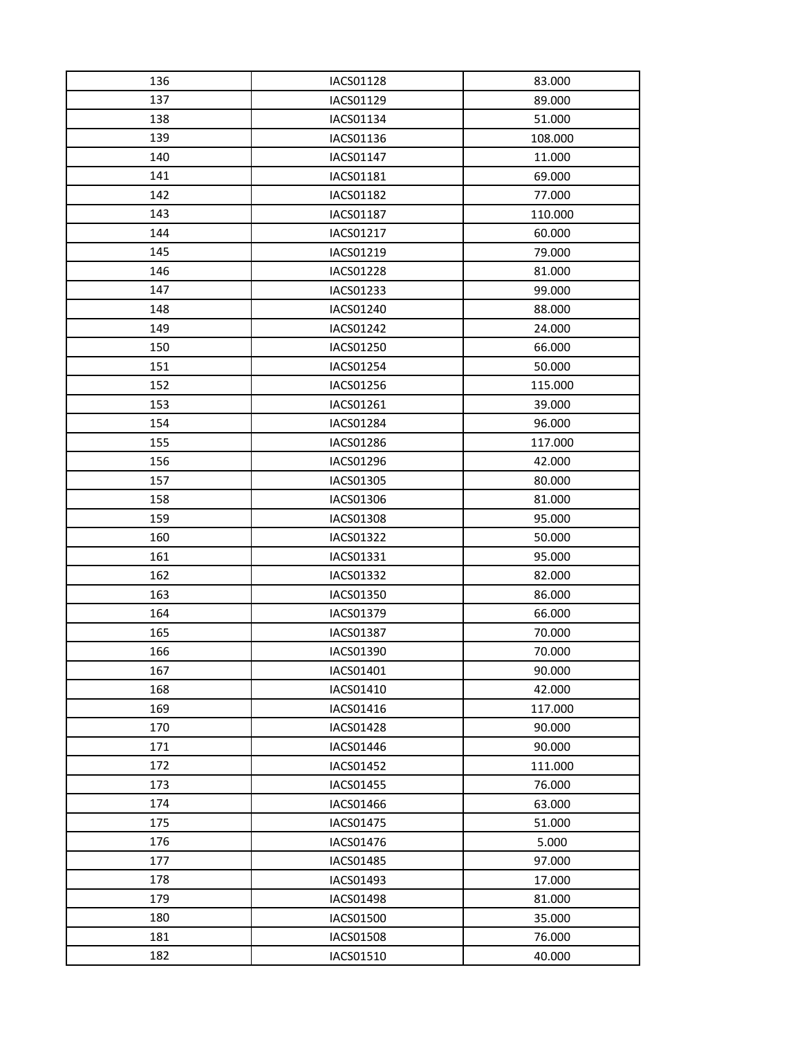| | | |
|---|---|---|
| 136 | IACS01128 | 83.000 |
| 137 | IACS01129 | 89.000 |
| 138 | IACS01134 | 51.000 |
| 139 | IACS01136 | 108.000 |
| 140 | IACS01147 | 11.000 |
| 141 | IACS01181 | 69.000 |
| 142 | IACS01182 | 77.000 |
| 143 | IACS01187 | 110.000 |
| 144 | IACS01217 | 60.000 |
| 145 | IACS01219 | 79.000 |
| 146 | IACS01228 | 81.000 |
| 147 | IACS01233 | 99.000 |
| 148 | IACS01240 | 88.000 |
| 149 | IACS01242 | 24.000 |
| 150 | IACS01250 | 66.000 |
| 151 | IACS01254 | 50.000 |
| 152 | IACS01256 | 115.000 |
| 153 | IACS01261 | 39.000 |
| 154 | IACS01284 | 96.000 |
| 155 | IACS01286 | 117.000 |
| 156 | IACS01296 | 42.000 |
| 157 | IACS01305 | 80.000 |
| 158 | IACS01306 | 81.000 |
| 159 | IACS01308 | 95.000 |
| 160 | IACS01322 | 50.000 |
| 161 | IACS01331 | 95.000 |
| 162 | IACS01332 | 82.000 |
| 163 | IACS01350 | 86.000 |
| 164 | IACS01379 | 66.000 |
| 165 | IACS01387 | 70.000 |
| 166 | IACS01390 | 70.000 |
| 167 | IACS01401 | 90.000 |
| 168 | IACS01410 | 42.000 |
| 169 | IACS01416 | 117.000 |
| 170 | IACS01428 | 90.000 |
| 171 | IACS01446 | 90.000 |
| 172 | IACS01452 | 111.000 |
| 173 | IACS01455 | 76.000 |
| 174 | IACS01466 | 63.000 |
| 175 | IACS01475 | 51.000 |
| 176 | IACS01476 | 5.000 |
| 177 | IACS01485 | 97.000 |
| 178 | IACS01493 | 17.000 |
| 179 | IACS01498 | 81.000 |
| 180 | IACS01500 | 35.000 |
| 181 | IACS01508 | 76.000 |
| 182 | IACS01510 | 40.000 |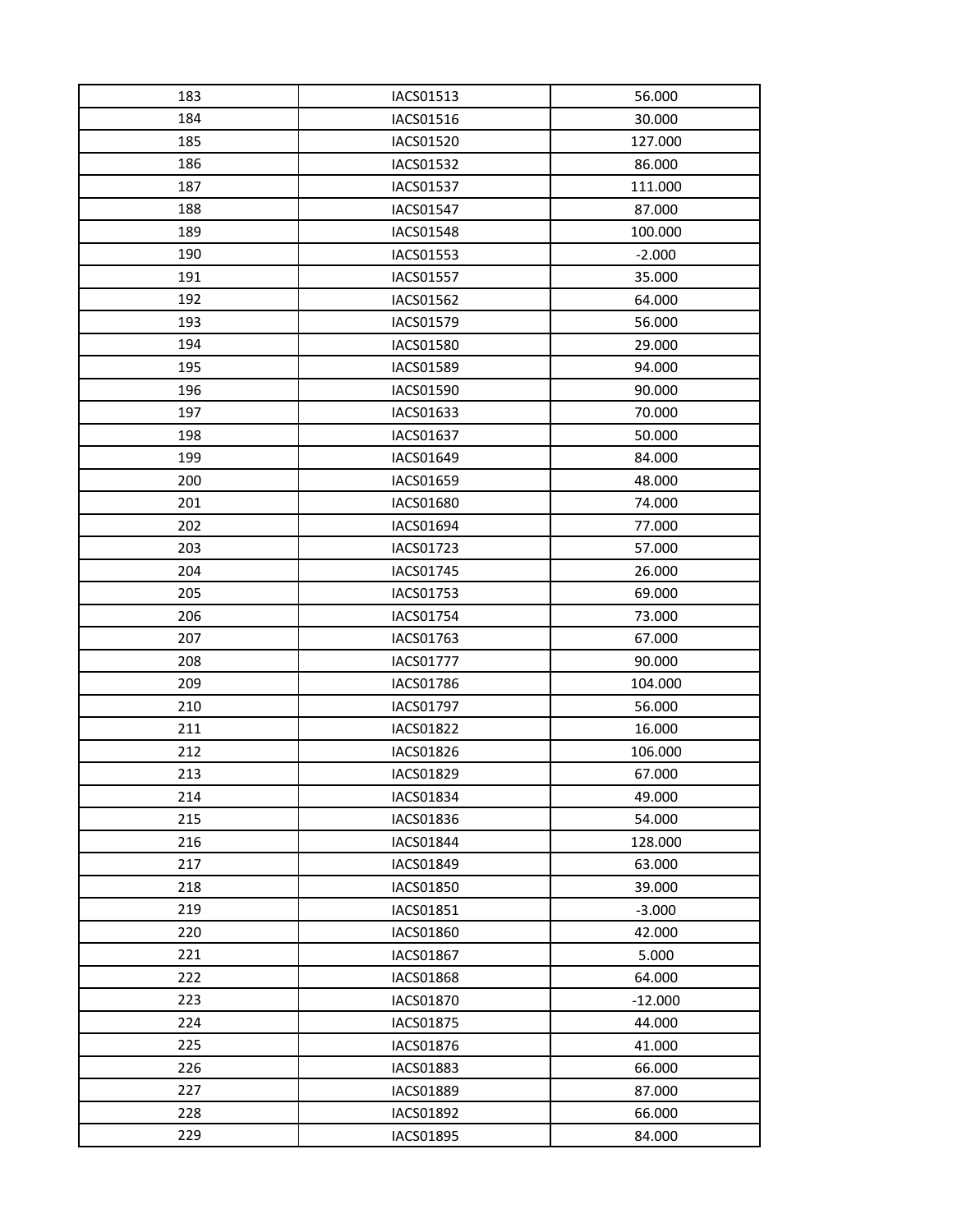| 183 | IACS01513 | 56.000 |
|---|---|---|
| 184 | IACS01516 | 30.000 |
| 185 | IACS01520 | 127.000 |
| 186 | IACS01532 | 86.000 |
| 187 | IACS01537 | 111.000 |
| 188 | IACS01547 | 87.000 |
| 189 | IACS01548 | 100.000 |
| 190 | IACS01553 | -2.000 |
| 191 | IACS01557 | 35.000 |
| 192 | IACS01562 | 64.000 |
| 193 | IACS01579 | 56.000 |
| 194 | IACS01580 | 29.000 |
| 195 | IACS01589 | 94.000 |
| 196 | IACS01590 | 90.000 |
| 197 | IACS01633 | 70.000 |
| 198 | IACS01637 | 50.000 |
| 199 | IACS01649 | 84.000 |
| 200 | IACS01659 | 48.000 |
| 201 | IACS01680 | 74.000 |
| 202 | IACS01694 | 77.000 |
| 203 | IACS01723 | 57.000 |
| 204 | IACS01745 | 26.000 |
| 205 | IACS01753 | 69.000 |
| 206 | IACS01754 | 73.000 |
| 207 | IACS01763 | 67.000 |
| 208 | IACS01777 | 90.000 |
| 209 | IACS01786 | 104.000 |
| 210 | IACS01797 | 56.000 |
| 211 | IACS01822 | 16.000 |
| 212 | IACS01826 | 106.000 |
| 213 | IACS01829 | 67.000 |
| 214 | IACS01834 | 49.000 |
| 215 | IACS01836 | 54.000 |
| 216 | IACS01844 | 128.000 |
| 217 | IACS01849 | 63.000 |
| 218 | IACS01850 | 39.000 |
| 219 | IACS01851 | -3.000 |
| 220 | IACS01860 | 42.000 |
| 221 | IACS01867 | 5.000 |
| 222 | IACS01868 | 64.000 |
| 223 | IACS01870 | -12.000 |
| 224 | IACS01875 | 44.000 |
| 225 | IACS01876 | 41.000 |
| 226 | IACS01883 | 66.000 |
| 227 | IACS01889 | 87.000 |
| 228 | IACS01892 | 66.000 |
| 229 | IACS01895 | 84.000 |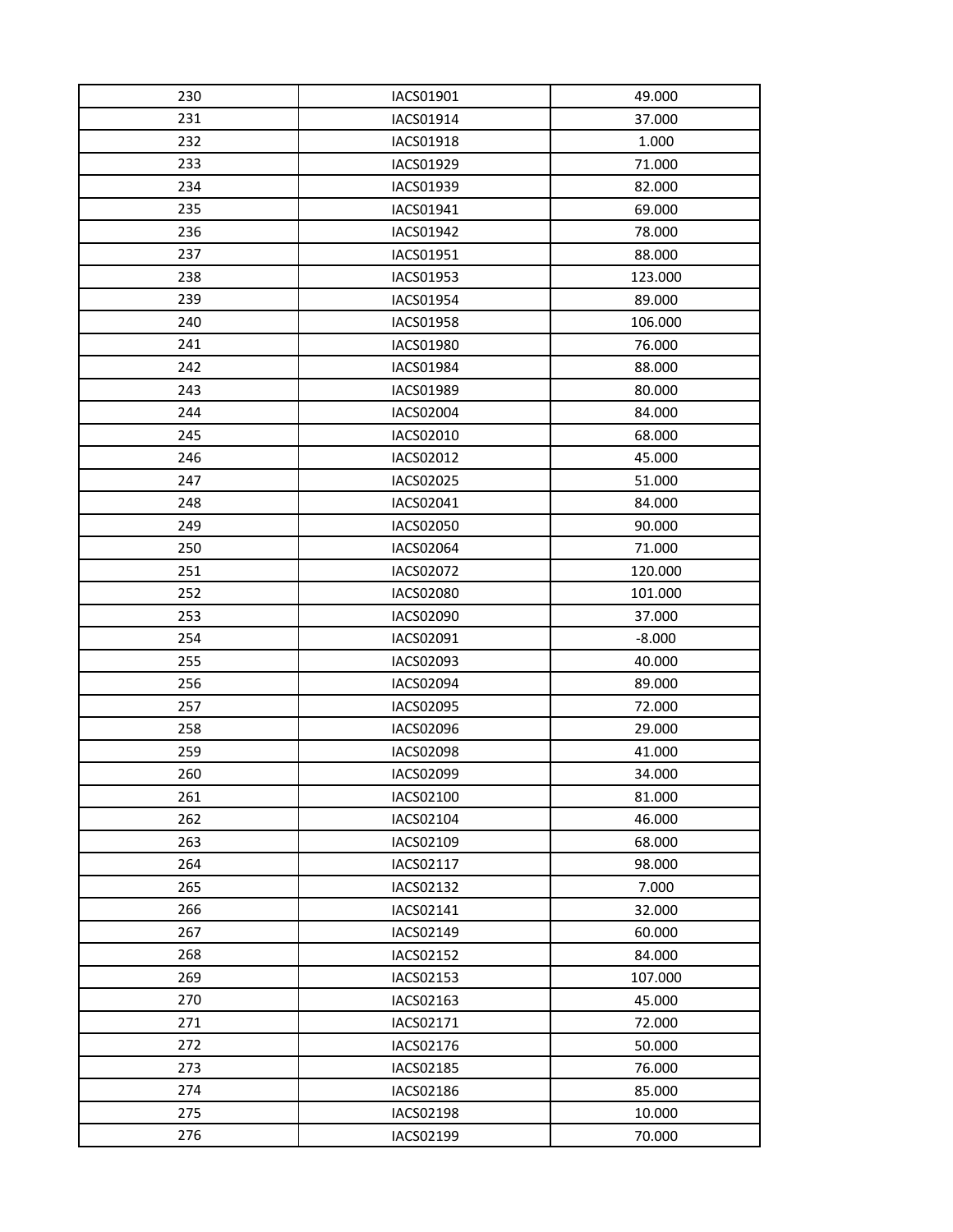| | | |
|---|---|---|
| 230 | IACS01901 | 49.000 |
| 231 | IACS01914 | 37.000 |
| 232 | IACS01918 | 1.000 |
| 233 | IACS01929 | 71.000 |
| 234 | IACS01939 | 82.000 |
| 235 | IACS01941 | 69.000 |
| 236 | IACS01942 | 78.000 |
| 237 | IACS01951 | 88.000 |
| 238 | IACS01953 | 123.000 |
| 239 | IACS01954 | 89.000 |
| 240 | IACS01958 | 106.000 |
| 241 | IACS01980 | 76.000 |
| 242 | IACS01984 | 88.000 |
| 243 | IACS01989 | 80.000 |
| 244 | IACS02004 | 84.000 |
| 245 | IACS02010 | 68.000 |
| 246 | IACS02012 | 45.000 |
| 247 | IACS02025 | 51.000 |
| 248 | IACS02041 | 84.000 |
| 249 | IACS02050 | 90.000 |
| 250 | IACS02064 | 71.000 |
| 251 | IACS02072 | 120.000 |
| 252 | IACS02080 | 101.000 |
| 253 | IACS02090 | 37.000 |
| 254 | IACS02091 | -8.000 |
| 255 | IACS02093 | 40.000 |
| 256 | IACS02094 | 89.000 |
| 257 | IACS02095 | 72.000 |
| 258 | IACS02096 | 29.000 |
| 259 | IACS02098 | 41.000 |
| 260 | IACS02099 | 34.000 |
| 261 | IACS02100 | 81.000 |
| 262 | IACS02104 | 46.000 |
| 263 | IACS02109 | 68.000 |
| 264 | IACS02117 | 98.000 |
| 265 | IACS02132 | 7.000 |
| 266 | IACS02141 | 32.000 |
| 267 | IACS02149 | 60.000 |
| 268 | IACS02152 | 84.000 |
| 269 | IACS02153 | 107.000 |
| 270 | IACS02163 | 45.000 |
| 271 | IACS02171 | 72.000 |
| 272 | IACS02176 | 50.000 |
| 273 | IACS02185 | 76.000 |
| 274 | IACS02186 | 85.000 |
| 275 | IACS02198 | 10.000 |
| 276 | IACS02199 | 70.000 |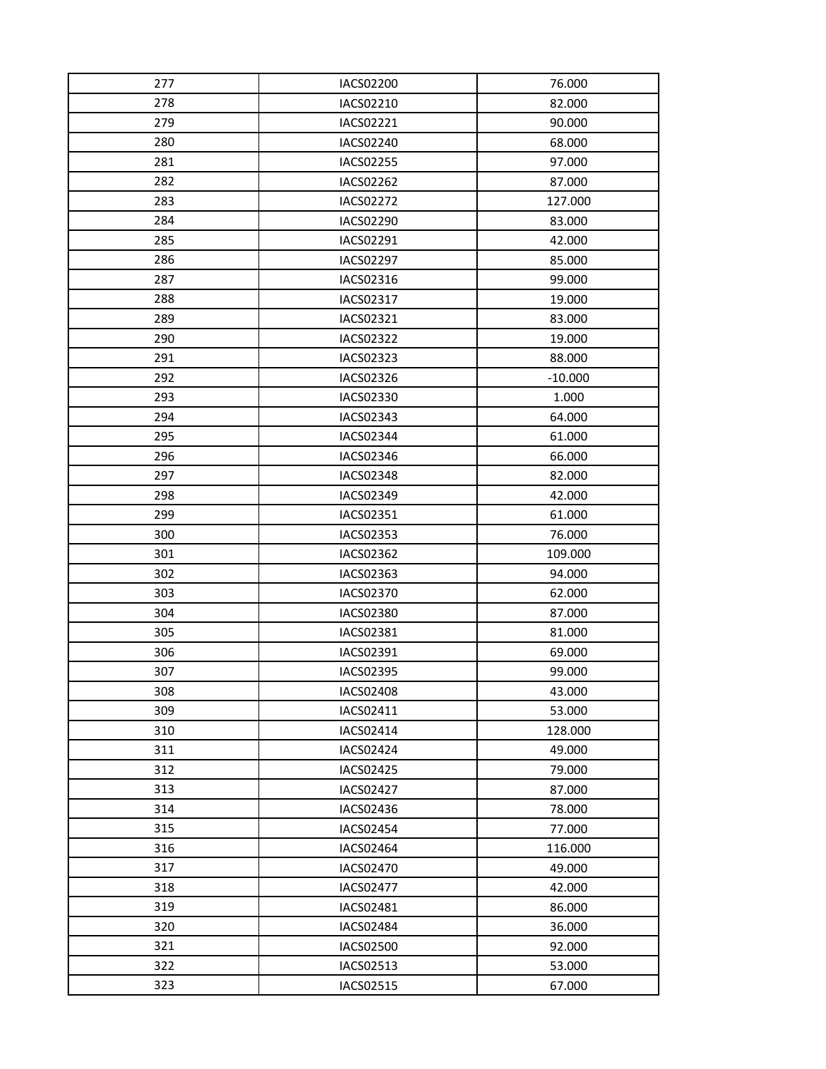| 277 | IACS02200 | 76.000 |
|---|---|---|
| 278 | IACS02210 | 82.000 |
| 279 | IACS02221 | 90.000 |
| 280 | IACS02240 | 68.000 |
| 281 | IACS02255 | 97.000 |
| 282 | IACS02262 | 87.000 |
| 283 | IACS02272 | 127.000 |
| 284 | IACS02290 | 83.000 |
| 285 | IACS02291 | 42.000 |
| 286 | IACS02297 | 85.000 |
| 287 | IACS02316 | 99.000 |
| 288 | IACS02317 | 19.000 |
| 289 | IACS02321 | 83.000 |
| 290 | IACS02322 | 19.000 |
| 291 | IACS02323 | 88.000 |
| 292 | IACS02326 | -10.000 |
| 293 | IACS02330 | 1.000 |
| 294 | IACS02343 | 64.000 |
| 295 | IACS02344 | 61.000 |
| 296 | IACS02346 | 66.000 |
| 297 | IACS02348 | 82.000 |
| 298 | IACS02349 | 42.000 |
| 299 | IACS02351 | 61.000 |
| 300 | IACS02353 | 76.000 |
| 301 | IACS02362 | 109.000 |
| 302 | IACS02363 | 94.000 |
| 303 | IACS02370 | 62.000 |
| 304 | IACS02380 | 87.000 |
| 305 | IACS02381 | 81.000 |
| 306 | IACS02391 | 69.000 |
| 307 | IACS02395 | 99.000 |
| 308 | IACS02408 | 43.000 |
| 309 | IACS02411 | 53.000 |
| 310 | IACS02414 | 128.000 |
| 311 | IACS02424 | 49.000 |
| 312 | IACS02425 | 79.000 |
| 313 | IACS02427 | 87.000 |
| 314 | IACS02436 | 78.000 |
| 315 | IACS02454 | 77.000 |
| 316 | IACS02464 | 116.000 |
| 317 | IACS02470 | 49.000 |
| 318 | IACS02477 | 42.000 |
| 319 | IACS02481 | 86.000 |
| 320 | IACS02484 | 36.000 |
| 321 | IACS02500 | 92.000 |
| 322 | IACS02513 | 53.000 |
| 323 | IACS02515 | 67.000 |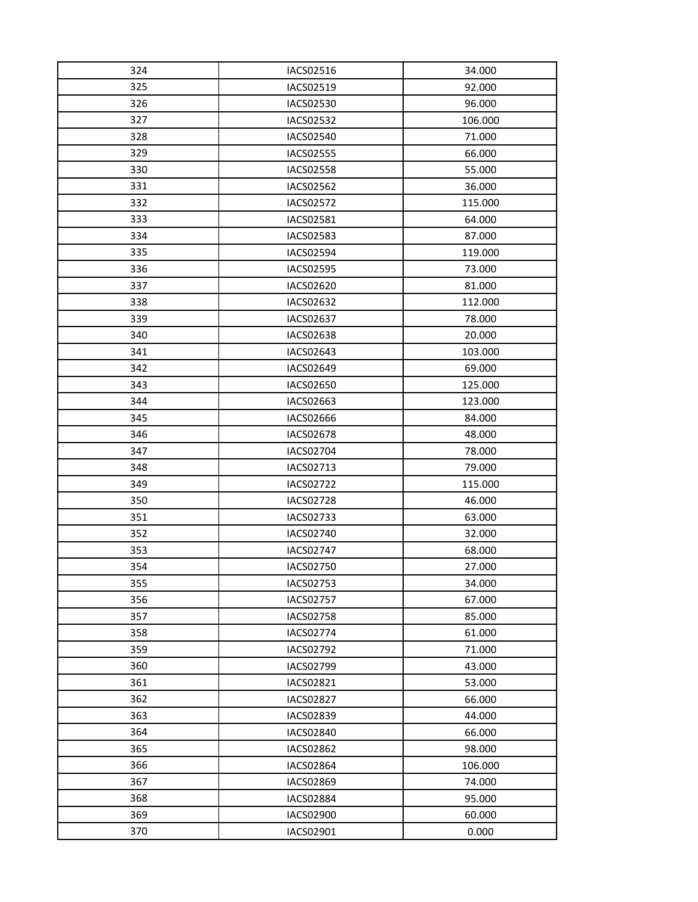| | | |
|---|---|---|
| 324 | IACS02516 | 34.000 |
| 325 | IACS02519 | 92.000 |
| 326 | IACS02530 | 96.000 |
| 327 | IACS02532 | 106.000 |
| 328 | IACS02540 | 71.000 |
| 329 | IACS02555 | 66.000 |
| 330 | IACS02558 | 55.000 |
| 331 | IACS02562 | 36.000 |
| 332 | IACS02572 | 115.000 |
| 333 | IACS02581 | 64.000 |
| 334 | IACS02583 | 87.000 |
| 335 | IACS02594 | 119.000 |
| 336 | IACS02595 | 73.000 |
| 337 | IACS02620 | 81.000 |
| 338 | IACS02632 | 112.000 |
| 339 | IACS02637 | 78.000 |
| 340 | IACS02638 | 20.000 |
| 341 | IACS02643 | 103.000 |
| 342 | IACS02649 | 69.000 |
| 343 | IACS02650 | 125.000 |
| 344 | IACS02663 | 123.000 |
| 345 | IACS02666 | 84.000 |
| 346 | IACS02678 | 48.000 |
| 347 | IACS02704 | 78.000 |
| 348 | IACS02713 | 79.000 |
| 349 | IACS02722 | 115.000 |
| 350 | IACS02728 | 46.000 |
| 351 | IACS02733 | 63.000 |
| 352 | IACS02740 | 32.000 |
| 353 | IACS02747 | 68.000 |
| 354 | IACS02750 | 27.000 |
| 355 | IACS02753 | 34.000 |
| 356 | IACS02757 | 67.000 |
| 357 | IACS02758 | 85.000 |
| 358 | IACS02774 | 61.000 |
| 359 | IACS02792 | 71.000 |
| 360 | IACS02799 | 43.000 |
| 361 | IACS02821 | 53.000 |
| 362 | IACS02827 | 66.000 |
| 363 | IACS02839 | 44.000 |
| 364 | IACS02840 | 66.000 |
| 365 | IACS02862 | 98.000 |
| 366 | IACS02864 | 106.000 |
| 367 | IACS02869 | 74.000 |
| 368 | IACS02884 | 95.000 |
| 369 | IACS02900 | 60.000 |
| 370 | IACS02901 | 0.000 |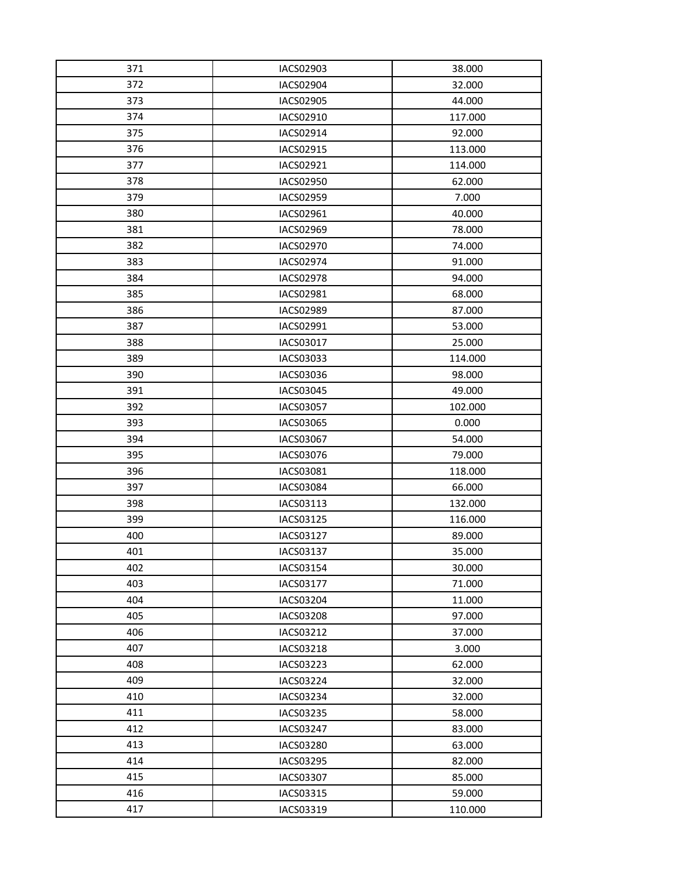| | | |
|---|---|---|
| 371 | IACS02903 | 38.000 |
| 372 | IACS02904 | 32.000 |
| 373 | IACS02905 | 44.000 |
| 374 | IACS02910 | 117.000 |
| 375 | IACS02914 | 92.000 |
| 376 | IACS02915 | 113.000 |
| 377 | IACS02921 | 114.000 |
| 378 | IACS02950 | 62.000 |
| 379 | IACS02959 | 7.000 |
| 380 | IACS02961 | 40.000 |
| 381 | IACS02969 | 78.000 |
| 382 | IACS02970 | 74.000 |
| 383 | IACS02974 | 91.000 |
| 384 | IACS02978 | 94.000 |
| 385 | IACS02981 | 68.000 |
| 386 | IACS02989 | 87.000 |
| 387 | IACS02991 | 53.000 |
| 388 | IACS03017 | 25.000 |
| 389 | IACS03033 | 114.000 |
| 390 | IACS03036 | 98.000 |
| 391 | IACS03045 | 49.000 |
| 392 | IACS03057 | 102.000 |
| 393 | IACS03065 | 0.000 |
| 394 | IACS03067 | 54.000 |
| 395 | IACS03076 | 79.000 |
| 396 | IACS03081 | 118.000 |
| 397 | IACS03084 | 66.000 |
| 398 | IACS03113 | 132.000 |
| 399 | IACS03125 | 116.000 |
| 400 | IACS03127 | 89.000 |
| 401 | IACS03137 | 35.000 |
| 402 | IACS03154 | 30.000 |
| 403 | IACS03177 | 71.000 |
| 404 | IACS03204 | 11.000 |
| 405 | IACS03208 | 97.000 |
| 406 | IACS03212 | 37.000 |
| 407 | IACS03218 | 3.000 |
| 408 | IACS03223 | 62.000 |
| 409 | IACS03224 | 32.000 |
| 410 | IACS03234 | 32.000 |
| 411 | IACS03235 | 58.000 |
| 412 | IACS03247 | 83.000 |
| 413 | IACS03280 | 63.000 |
| 414 | IACS03295 | 82.000 |
| 415 | IACS03307 | 85.000 |
| 416 | IACS03315 | 59.000 |
| 417 | IACS03319 | 110.000 |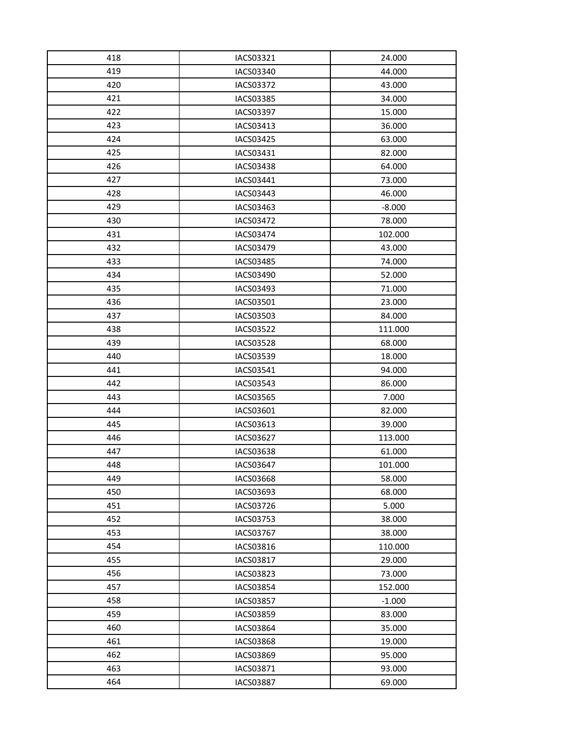| | | |
|---|---|---|
| 418 | IACS03321 | 24.000 |
| 419 | IACS03340 | 44.000 |
| 420 | IACS03372 | 43.000 |
| 421 | IACS03385 | 34.000 |
| 422 | IACS03397 | 15.000 |
| 423 | IACS03413 | 36.000 |
| 424 | IACS03425 | 63.000 |
| 425 | IACS03431 | 82.000 |
| 426 | IACS03438 | 64.000 |
| 427 | IACS03441 | 73.000 |
| 428 | IACS03443 | 46.000 |
| 429 | IACS03463 | -8.000 |
| 430 | IACS03472 | 78.000 |
| 431 | IACS03474 | 102.000 |
| 432 | IACS03479 | 43.000 |
| 433 | IACS03485 | 74.000 |
| 434 | IACS03490 | 52.000 |
| 435 | IACS03493 | 71.000 |
| 436 | IACS03501 | 23.000 |
| 437 | IACS03503 | 84.000 |
| 438 | IACS03522 | 111.000 |
| 439 | IACS03528 | 68.000 |
| 440 | IACS03539 | 18.000 |
| 441 | IACS03541 | 94.000 |
| 442 | IACS03543 | 86.000 |
| 443 | IACS03565 | 7.000 |
| 444 | IACS03601 | 82.000 |
| 445 | IACS03613 | 39.000 |
| 446 | IACS03627 | 113.000 |
| 447 | IACS03638 | 61.000 |
| 448 | IACS03647 | 101.000 |
| 449 | IACS03668 | 58.000 |
| 450 | IACS03693 | 68.000 |
| 451 | IACS03726 | 5.000 |
| 452 | IACS03753 | 38.000 |
| 453 | IACS03767 | 38.000 |
| 454 | IACS03816 | 110.000 |
| 455 | IACS03817 | 29.000 |
| 456 | IACS03823 | 73.000 |
| 457 | IACS03854 | 152.000 |
| 458 | IACS03857 | -1.000 |
| 459 | IACS03859 | 83.000 |
| 460 | IACS03864 | 35.000 |
| 461 | IACS03868 | 19.000 |
| 462 | IACS03869 | 95.000 |
| 463 | IACS03871 | 93.000 |
| 464 | IACS03887 | 69.000 |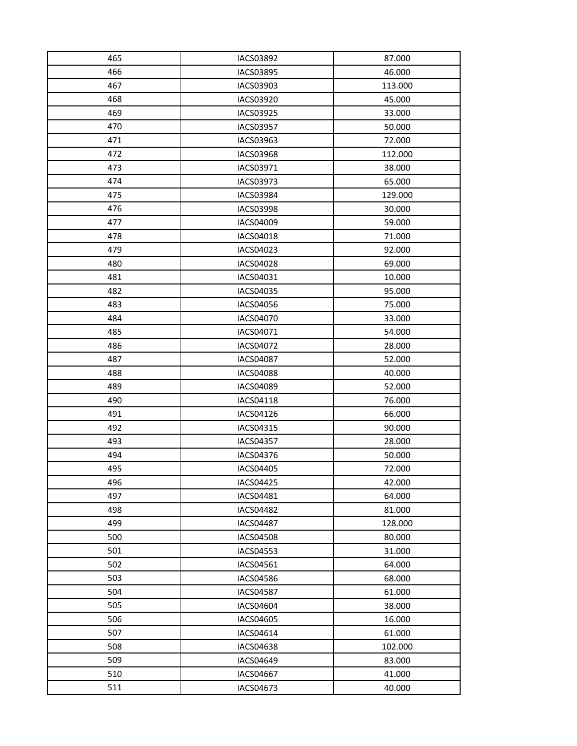| | | |
|---|---|---|
| 465 | IACS03892 | 87.000 |
| 466 | IACS03895 | 46.000 |
| 467 | IACS03903 | 113.000 |
| 468 | IACS03920 | 45.000 |
| 469 | IACS03925 | 33.000 |
| 470 | IACS03957 | 50.000 |
| 471 | IACS03963 | 72.000 |
| 472 | IACS03968 | 112.000 |
| 473 | IACS03971 | 38.000 |
| 474 | IACS03973 | 65.000 |
| 475 | IACS03984 | 129.000 |
| 476 | IACS03998 | 30.000 |
| 477 | IACS04009 | 59.000 |
| 478 | IACS04018 | 71.000 |
| 479 | IACS04023 | 92.000 |
| 480 | IACS04028 | 69.000 |
| 481 | IACS04031 | 10.000 |
| 482 | IACS04035 | 95.000 |
| 483 | IACS04056 | 75.000 |
| 484 | IACS04070 | 33.000 |
| 485 | IACS04071 | 54.000 |
| 486 | IACS04072 | 28.000 |
| 487 | IACS04087 | 52.000 |
| 488 | IACS04088 | 40.000 |
| 489 | IACS04089 | 52.000 |
| 490 | IACS04118 | 76.000 |
| 491 | IACS04126 | 66.000 |
| 492 | IACS04315 | 90.000 |
| 493 | IACS04357 | 28.000 |
| 494 | IACS04376 | 50.000 |
| 495 | IACS04405 | 72.000 |
| 496 | IACS04425 | 42.000 |
| 497 | IACS04481 | 64.000 |
| 498 | IACS04482 | 81.000 |
| 499 | IACS04487 | 128.000 |
| 500 | IACS04508 | 80.000 |
| 501 | IACS04553 | 31.000 |
| 502 | IACS04561 | 64.000 |
| 503 | IACS04586 | 68.000 |
| 504 | IACS04587 | 61.000 |
| 505 | IACS04604 | 38.000 |
| 506 | IACS04605 | 16.000 |
| 507 | IACS04614 | 61.000 |
| 508 | IACS04638 | 102.000 |
| 509 | IACS04649 | 83.000 |
| 510 | IACS04667 | 41.000 |
| 511 | IACS04673 | 40.000 |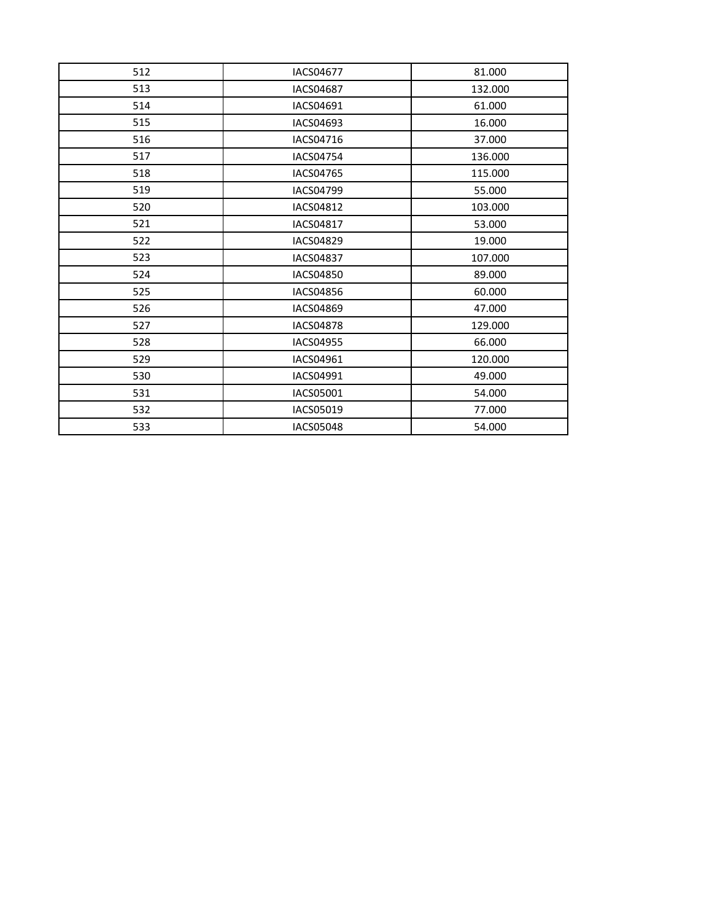| | | |
|---|---|---|
| 512 | IACS04677 | 81.000 |
| 513 | IACS04687 | 132.000 |
| 514 | IACS04691 | 61.000 |
| 515 | IACS04693 | 16.000 |
| 516 | IACS04716 | 37.000 |
| 517 | IACS04754 | 136.000 |
| 518 | IACS04765 | 115.000 |
| 519 | IACS04799 | 55.000 |
| 520 | IACS04812 | 103.000 |
| 521 | IACS04817 | 53.000 |
| 522 | IACS04829 | 19.000 |
| 523 | IACS04837 | 107.000 |
| 524 | IACS04850 | 89.000 |
| 525 | IACS04856 | 60.000 |
| 526 | IACS04869 | 47.000 |
| 527 | IACS04878 | 129.000 |
| 528 | IACS04955 | 66.000 |
| 529 | IACS04961 | 120.000 |
| 530 | IACS04991 | 49.000 |
| 531 | IACS05001 | 54.000 |
| 532 | IACS05019 | 77.000 |
| 533 | IACS05048 | 54.000 |